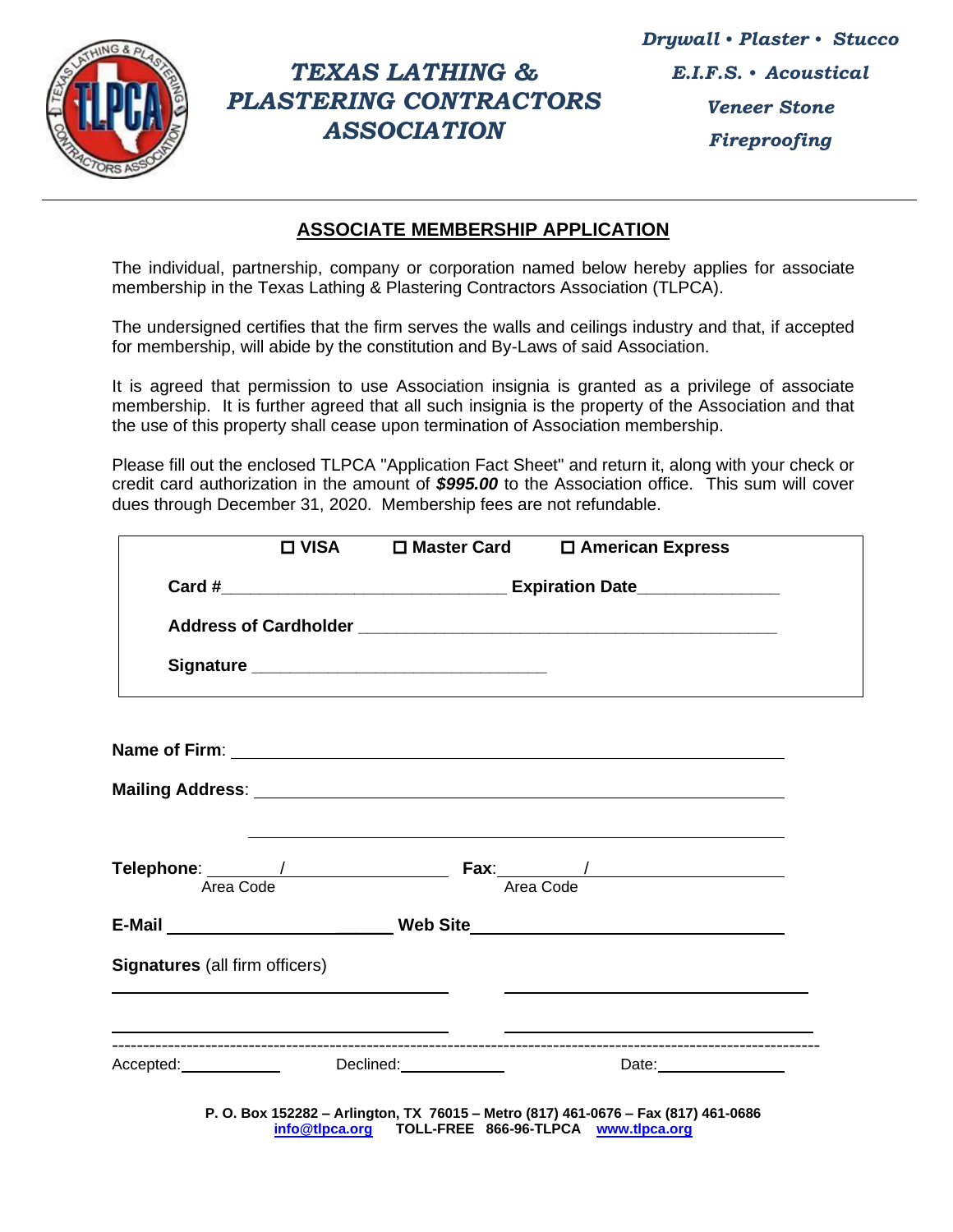# TEXAS LATHING & PLASTERING CONTRACTORS ASSOCIATION

*Drywall • Plaster • Stucco*
*E.I.F.S. • Acoustical*
*Veneer Stone*
*Fireproofing*

## ASSOCIATE MEMBERSHIP APPLICATION

The individual, partnership, company or corporation named below hereby applies for associate membership in the Texas Lathing & Plastering Contractors Association (TLPCA).

The undersigned certifies that the firm serves the walls and ceilings industry and that, if accepted for membership, will abide by the constitution and By-Laws of said Association.

It is agreed that permission to use Association insignia is granted as a privilege of associate membership. It is further agreed that all such insignia is the property of the Association and that the use of this property shall cease upon termination of Association membership.

Please fill out the enclosed TLPCA "Application Fact Sheet" and return it, along with your check or credit card authorization in the amount of ***$995.00*** to the Association office. This sum will cover dues through December 31, 2020. Membership fees are not refundable.

☐ **VISA** ☐ **Master Card** ☐ **American Express**

**Card #**______________________________ **Expiration Date**______________

**Address of Cardholder** ____________________________________________

**Signature** ________________________________

**Name of Firm**: ____________________________________________

**Mailing Address**: ____________________________________________

____________________________________________

**Telepho​ne**: ______/______________ **Fax**:______/________________
Area Code Area Code

**E-Mail** ______________________ **Web Site**______________________________

**Signatures** (all firm officers)

________________________________ ________________________________

________________________________ ________________________________

---

Accepted:__________ Declined:__________ Date:____________

**P. O. Box 152282 – Arlington, TX 76015 – Metro (817) 461-0676 – Fax (817) 461-0686**
**info@tlpca.org TOLL-FREE 866-96-TLPCA www.tlpca.org**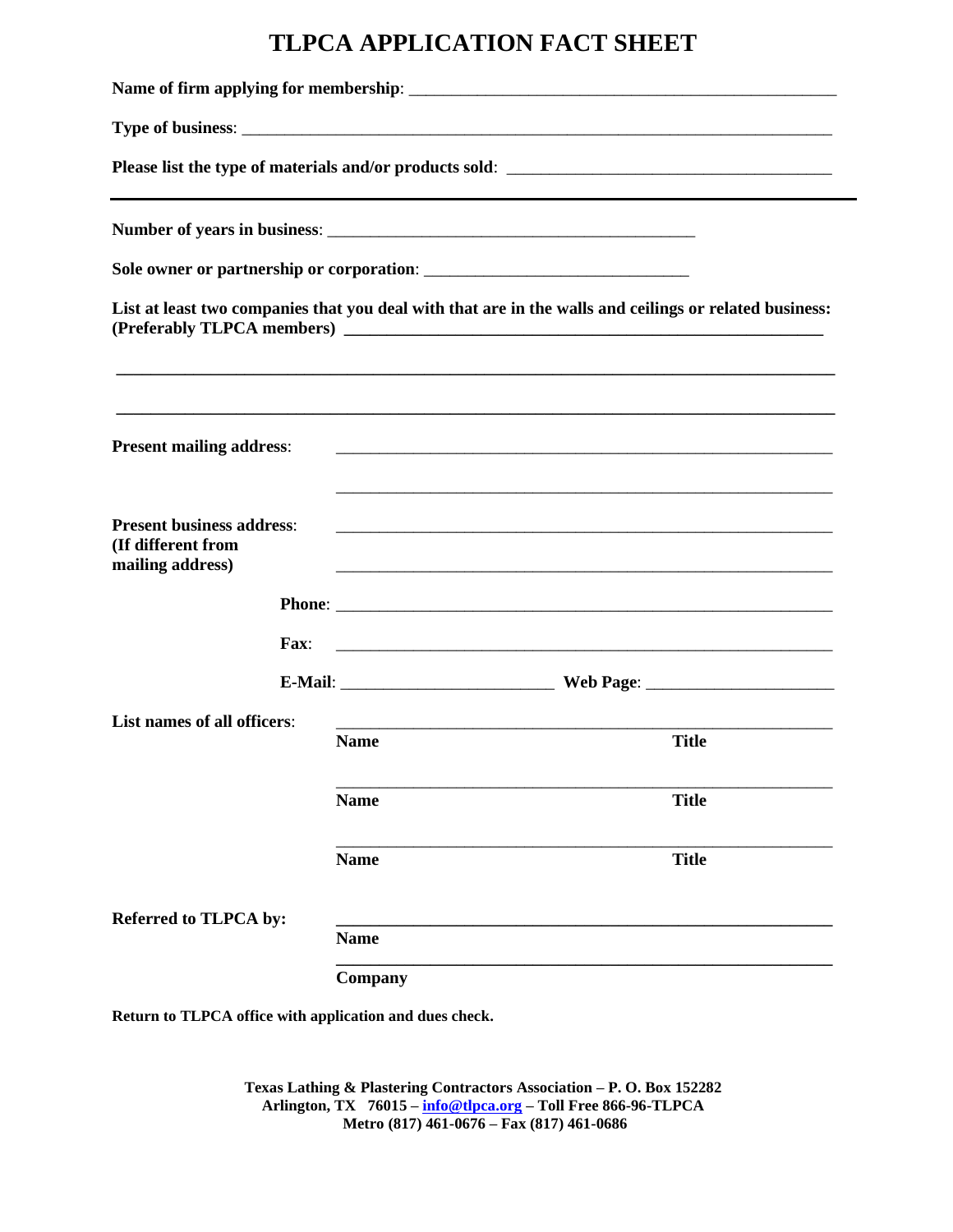# TLPCA APPLICATION FACT SHEET

**Name of firm applying for membership**: ______________________________________________

**Type of business**: ______________________________________________

**Please list the type of materials and/or products sold**: ______________________________________________

---

**Number of years in business**: ______________________________________________

**Sole owner or partnership or corporation**: ______________________________________________

**List at least two companies that you deal with that are in the walls and ceilings or related business: (Preferably TLPCA members)** ______________________________________________

______________________________________________

______________________________________________

**Present mailing address**: ______________________________________________

______________________________________________

**Present business address**: ______________________________________________
**(If different from mailing address)**

______________________________________________

**Phone**: ______________________________________________

**Fax**: ______________________________________________

**E-Mail**: ________________________ **Web Page**: ________________________

**List names of all officers**:

______________________________________________
**Name** **Title**

______________________________________________
**Name** **Title**

______________________________________________
**Name** **Title**

**Referred to TLPCA by:**

______________________________________________
**Name**

______________________________________________
**Company**

**Return to TLPCA office with application and dues check.**

**Texas Lathing & Plastering Contractors Association – P. O. Box 152282 Arlington, TX 76015 – info@tlpca.org – Toll Free 866-96-TLPCA Metro (817) 461-0676 – Fax (817) 461-0686**